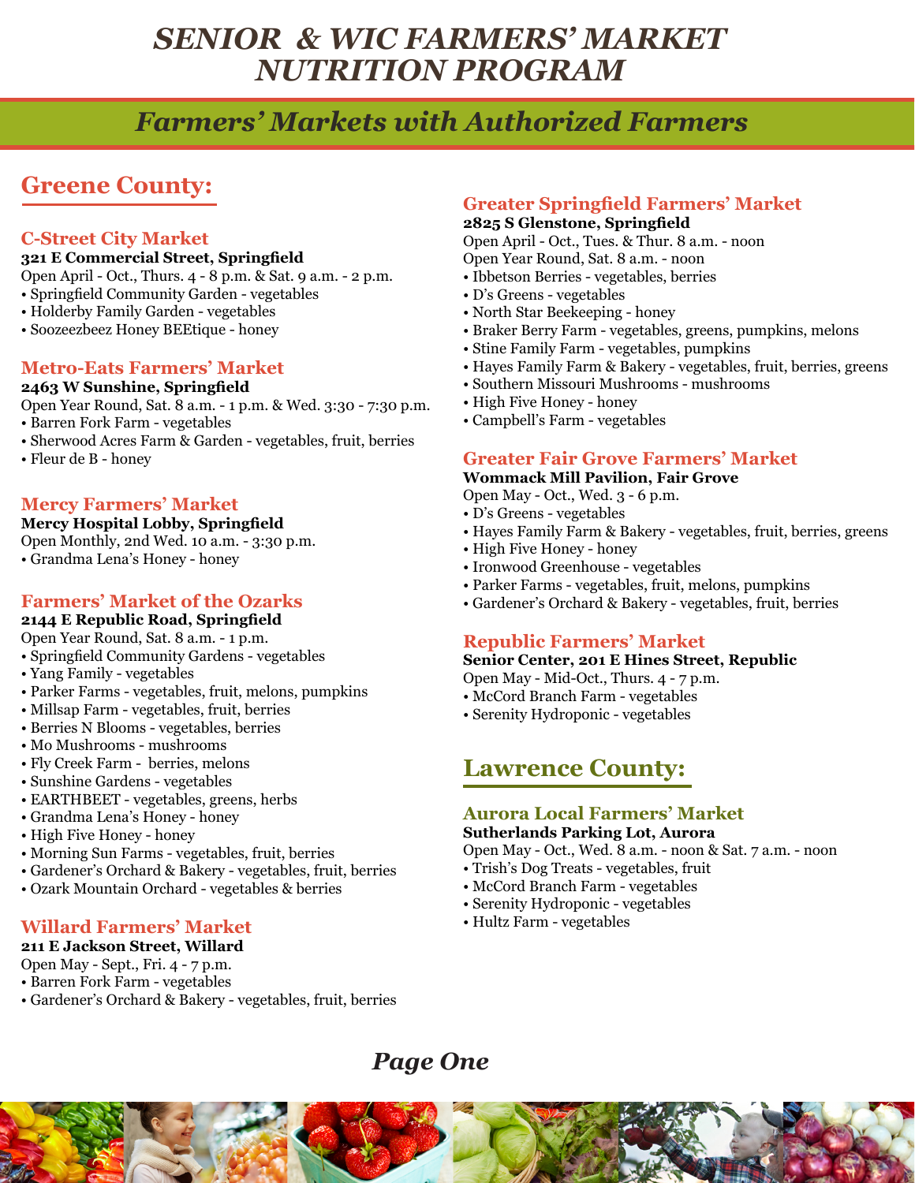# SENIOR & WIC FARMERS' MARKET NUTRITION PROGRAM

## *Farmers' Markets with Authorized Farmers*

## Greene County:

### C-Street City Market

**321 E Commercial Street, Springfield**

Open April - Oct., Thurs. 4 - 8 p.m. & Sat. 9 a.m. - 2 p.m.

- Springfield Community Garden - vegetables
- Holderby Family Garden - vegetables
- Soozeezbeez Honey BEEtique - honey

### Metro-Eats Farmers' Market

**2463 W Sunshine, Springfield**

Open Year Round, Sat. 8 a.m. - 1 p.m. & Wed. 3:30 - 7:30 p.m.

- Barren Fork Farm - vegetables
- Sherwood Acres Farm & Garden - vegetables, fruit, berries
- Fleur de B - honey

### Mercy Farmers' Market

**Mercy Hospital Lobby, Springfield**

Open Monthly, 2nd Wed. 10 a.m. - 3:30 p.m.

- Grandma Lena's Honey - honey

### Farmers' Market of the Ozarks

**2144 E Republic Road, Springfield**

Open Year Round, Sat. 8 a.m. - 1 p.m.

- Springfield Community Gardens - vegetables
- Yang Family - vegetables
- Parker Farms - vegetables, fruit, melons, pumpkins
- Millsap Farm - vegetables, fruit, berries
- Berries N Blooms - vegetables, berries
- Mo Mushrooms - mushrooms
- Fly Creek Farm - berries, melons
- Sunshine Gardens - vegetables
- EARTHBEET - vegetables, greens, herbs
- Grandma Lena's Honey - honey
- High Five Honey - honey
- Morning Sun Farms - vegetables, fruit, berries
- Gardener's Orchard & Bakery - vegetables, fruit, berries
- Ozark Mountain Orchard - vegetables & berries

### Willard Farmers' Market

**211 E Jackson Street, Willard**

Open May - Sept., Fri. 4 - 7 p.m.

- Barren Fork Farm - vegetables
- Gardener's Orchard & Bakery - vegetables, fruit, berries

### Greater Springfield Farmers' Market

**2825 S Glenstone, Springfield**

Open April - Oct., Tues. & Thur. 8 a.m. - noon

Open Year Round, Sat. 8 a.m. - noon

- Ibbetson Berries - vegetables, berries
- D's Greens - vegetables
- North Star Beekeeping - honey
- Braker Berry Farm - vegetables, greens, pumpkins, melons
- Stine Family Farm - vegetables, pumpkins
- Hayes Family Farm & Bakery - vegetables, fruit, berries, greens
- Southern Missouri Mushrooms - mushrooms
- High Five Honey - honey
- Campbell's Farm - vegetables

### Greater Fair Grove Farmers' Market

**Wommack Mill Pavilion, Fair Grove**

Open May - Oct., Wed. 3 - 6 p.m.

- D's Greens - vegetables
- Hayes Family Farm & Bakery - vegetables, fruit, berries, greens
- High Five Honey - honey
- Ironwood Greenhouse - vegetables
- Parker Farms - vegetables, fruit, melons, pumpkins
- Gardener's Orchard & Bakery - vegetables, fruit, berries

### Republic Farmers' Market

**Senior Center, 201 E Hines Street, Republic**

Open May - Mid-Oct., Thurs. 4 - 7 p.m.

- McCord Branch Farm - vegetables
- Serenity Hydroponic - vegetables

## Lawrence County:

### Aurora Local Farmers' Market

**Sutherlands Parking Lot, Aurora**

Open May - Oct., Wed. 8 a.m. - noon & Sat. 7 a.m. - noon

- Trish's Dog Treats - vegetables, fruit
- McCord Branch Farm - vegetables
- Serenity Hydroponic - vegetables
- Hultz Farm - vegetables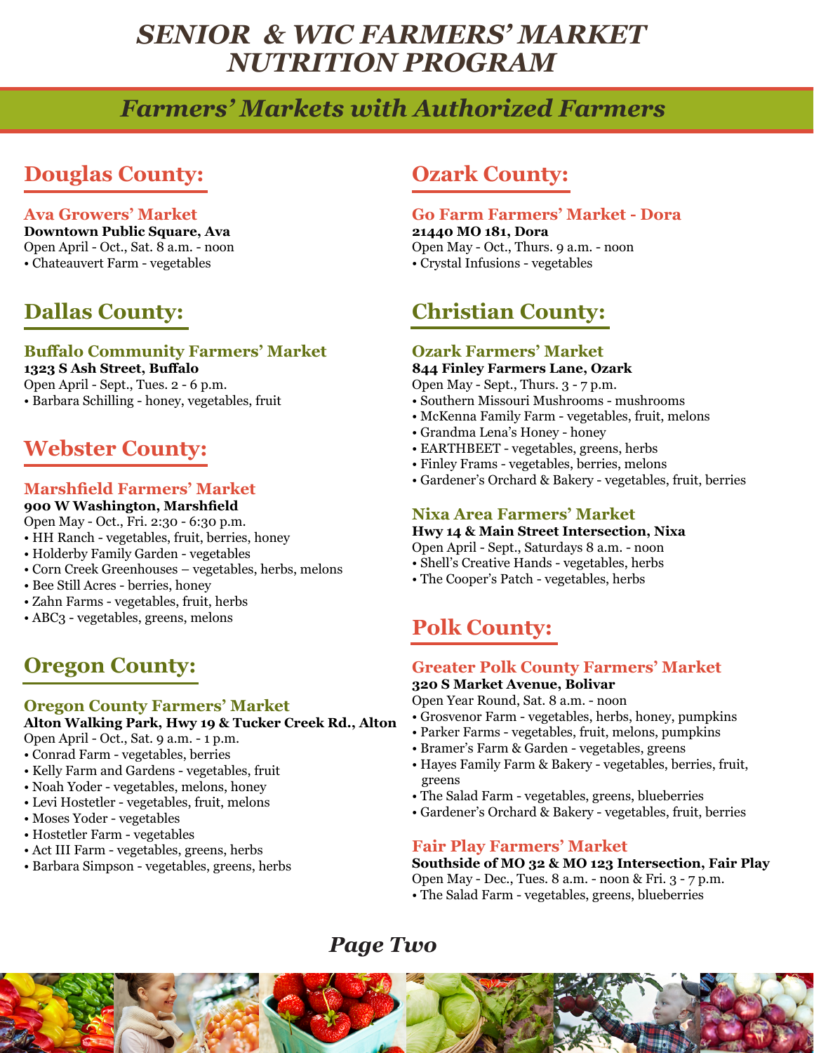# SENIOR & WIC FARMERS' MARKET NUTRITION PROGRAM

## *Farmers' Markets with Authorized Farmers*

## Douglas County:

### Ava Growers' Market

**Downtown Public Square, Ava**

Open April - Oct., Sat. 8 a.m. - noon

- Chateauvert Farm - vegetables

## Dallas County:

### Buffalo Community Farmers' Market

**1323 S Ash Street, Buffalo**

Open April - Sept., Tues. 2 - 6 p.m.

- Barbara Schilling - honey, vegetables, fruit

## Webster County:

### Marshfield Farmers' Market

**900 W Washington, Marshfield**

Open May - Oct., Fri. 2:30 - 6:30 p.m.

- HH Ranch - vegetables, fruit, berries, honey
- Holderby Family Garden - vegetables
- Corn Creek Greenhouses – vegetables, herbs, melons
- Bee Still Acres - berries, honey
- Zahn Farms - vegetables, fruit, herbs
- ABC3 - vegetables, greens, melons

## Oregon County:

### Oregon County Farmers' Market

**Alton Walking Park, Hwy 19 & Tucker Creek Rd., Alton**

Open April - Oct., Sat. 9 a.m. - 1 p.m.

- Conrad Farm - vegetables, berries
- Kelly Farm and Gardens - vegetables, fruit
- Noah Yoder - vegetables, melons, honey
- Levi Hostetler - vegetables, fruit, melons
- Moses Yoder - vegetables
- Hostetler Farm - vegetables
- Act III Farm - vegetables, greens, herbs
- Barbara Simpson - vegetables, greens, herbs

## Ozark County:

### Go Farm Farmers' Market - Dora

**21440 MO 181, Dora**

Open May - Oct., Thurs. 9 a.m. - noon

- Crystal Infusions - vegetables

## Christian County:

### Ozark Farmers' Market

**844 Finley Farmers Lane, Ozark**

Open May - Sept., Thurs. 3 - 7 p.m.

- Southern Missouri Mushrooms - mushrooms
- McKenna Family Farm - vegetables, fruit, melons
- Grandma Lena's Honey - honey
- EARTHBEET - vegetables, greens, herbs
- Finley Frams - vegetables, berries, melons
- Gardener's Orchard & Bakery - vegetables, fruit, berries

### Nixa Area Farmers' Market

**Hwy 14 & Main Street Intersection, Nixa**

Open April - Sept., Saturdays 8 a.m. - noon

- Shell's Creative Hands - vegetables, herbs
- The Cooper's Patch - vegetables, herbs

## Polk County:

### Greater Polk County Farmers' Market

**320 S Market Avenue, Bolivar**

Open Year Round, Sat. 8 a.m. - noon

- Grosvenor Farm - vegetables, herbs, honey, pumpkins
- Parker Farms - vegetables, fruit, melons, pumpkins
- Bramer's Farm & Garden - vegetables, greens
- Hayes Family Farm & Bakery - vegetables, berries, fruit, greens
- The Salad Farm - vegetables, greens, blueberries
- Gardener's Orchard & Bakery - vegetables, fruit, berries

### Fair Play Farmers' Market

**Southside of MO 32 & MO 123 Intersection, Fair Play**

Open May - Dec., Tues. 8 a.m. - noon & Fri. 3 - 7 p.m.

- The Salad Farm - vegetables, greens, blueberries

*Page Two*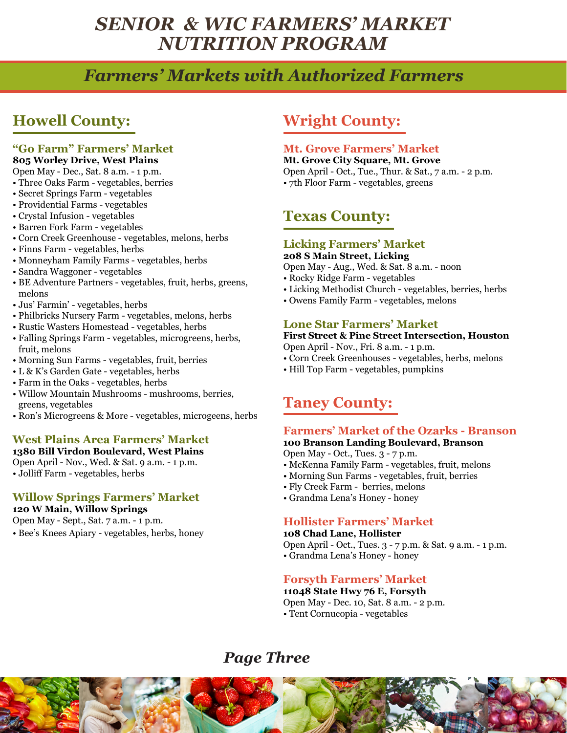# *SENIOR & WIC FARMERS' MARKET NUTRITION PROGRAM*

## *Farmers' Markets with Authorized Farmers*

## Howell County:

### "Go Farm" Farmers' Market

**805 Worley Drive, West Plains**

Open May - Dec., Sat. 8 a.m. - 1 p.m.

- Three Oaks Farm - vegetables, berries
- Secret Springs Farm - vegetables
- Providential Farms - vegetables
- Crystal Infusion - vegetables
- Barren Fork Farm - vegetables
- Corn Creek Greenhouse - vegetables, melons, herbs
- Finns Farm - vegetables, herbs
- Monneyham Family Farms - vegetables, herbs
- Sandra Waggoner - vegetables
- BE Adventure Partners - vegetables, fruit, herbs, greens, melons
- Jus' Farmin' - vegetables, herbs
- Philbricks Nursery Farm - vegetables, melons, herbs
- Rustic Wasters Homestead - vegetables, herbs
- Falling Springs Farm - vegetables, microgreens, herbs, fruit, melons
- Morning Sun Farms - vegetables, fruit, berries
- L & K's Garden Gate - vegetables, herbs
- Farm in the Oaks - vegetables, herbs
- Willow Mountain Mushrooms - mushrooms, berries, greens, vegetables
- Ron's Microgreens & More - vegetables, microgeens, herbs

### West Plains Area Farmers' Market

**1380 Bill Virdon Boulevard, West Plains**

Open April - Nov., Wed. & Sat. 9 a.m. - 1 p.m.

- Jolliff Farm - vegetables, herbs

### Willow Springs Farmers' Market

**120 W Main, Willow Springs**

Open May - Sept., Sat. 7 a.m. - 1 p.m.

- Bee's Knees Apiary - vegetables, herbs, honey

## Wright County:

### Mt. Grove Farmers' Market

**Mt. Grove City Square, Mt. Grove**

Open April - Oct., Tue., Thur. & Sat., 7 a.m. - 2 p.m.

- 7th Floor Farm - vegetables, greens

## Texas County:

### Licking Farmers' Market

**208 S Main Street, Licking**

Open May - Aug., Wed. & Sat. 8 a.m. - noon

- Rocky Ridge Farm - vegetables
- Licking Methodist Church - vegetables, berries, herbs
- Owens Family Farm - vegetables, melons

### Lone Star Farmers' Market

**First Street & Pine Street Intersection, Houston**

Open April - Nov., Fri. 8 a.m. - 1 p.m.

- Corn Creek Greenhouses - vegetables, herbs, melons
- Hill Top Farm - vegetables, pumpkins

## Taney County:

### Farmers' Market of the Ozarks - Branson

**100 Branson Landing Boulevard, Branson**

Open May - Oct., Tues. 3 - 7 p.m.

- McKenna Family Farm - vegetables, fruit, melons
- Morning Sun Farms - vegetables, fruit, berries
- Fly Creek Farm - berries, melons
- Grandma Lena's Honey - honey

### Hollister Farmers' Market

**108 Chad Lane, Hollister**

Open April - Oct., Tues. 3 - 7 p.m. & Sat. 9 a.m. - 1 p.m.

- Grandma Lena's Honey - honey

### Forsyth Farmers' Market

**11048 State Hwy 76 E, Forsyth**

Open May - Dec. 10, Sat. 8 a.m. - 2 p.m.

- Tent Cornucopia - vegetables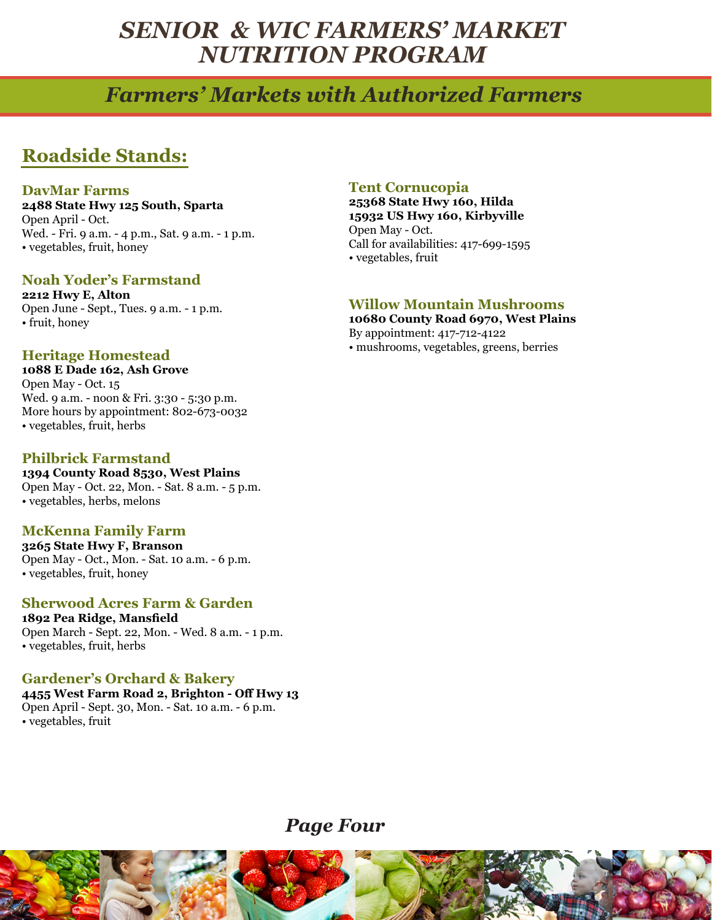# SENIOR & WIC FARMERS' MARKET NUTRITION PROGRAM

## Farmers' Markets with Authorized Farmers

## Roadside Stands:

### DavMar Farms
**2488 State Hwy 125 South, Sparta**
Open April - Oct.
Wed. - Fri. 9 a.m. - 4 p.m., Sat. 9 a.m. - 1 p.m.
• vegetables, fruit, honey

### Noah Yoder's Farmstand
**2212 Hwy E, Alton**
Open June - Sept., Tues. 9 a.m. - 1 p.m.
• fruit, honey

### Heritage Homestead
**1088 E Dade 162, Ash Grove**
Open May - Oct. 15
Wed. 9 a.m. - noon & Fri. 3:30 - 5:30 p.m.
More hours by appointment: 802-673-0032
• vegetables, fruit, herbs

### Philbrick Farmstand
**1394 County Road 8530, West Plains**
Open May - Oct. 22, Mon. - Sat. 8 a.m. - 5 p.m.
• vegetables, herbs, melons

### McKenna Family Farm
**3265 State Hwy F, Branson**
Open May - Oct., Mon. - Sat. 10 a.m. - 6 p.m.
• vegetables, fruit, honey

### Sherwood Acres Farm & Garden
**1892 Pea Ridge, Mansfield**
Open March - Sept. 22, Mon. - Wed. 8 a.m. - 1 p.m.
• vegetables, fruit, herbs

### Gardener's Orchard & Bakery
**4455 West Farm Road 2, Brighton - Off Hwy 13**
Open April - Sept. 30, Mon. - Sat. 10 a.m. - 6 p.m.
• vegetables, fruit

### Tent Cornucopia
**25368 State Hwy 160, Hilda**
**15932 US Hwy 160, Kirbyville**
Open May - Oct.
Call for availabilities: 417-699-1595
• vegetables, fruit

### Willow Mountain Mushrooms
**10680 County Road 6970, West Plains**
By appointment: 417-712-4122
• mushrooms, vegetables, greens, berries